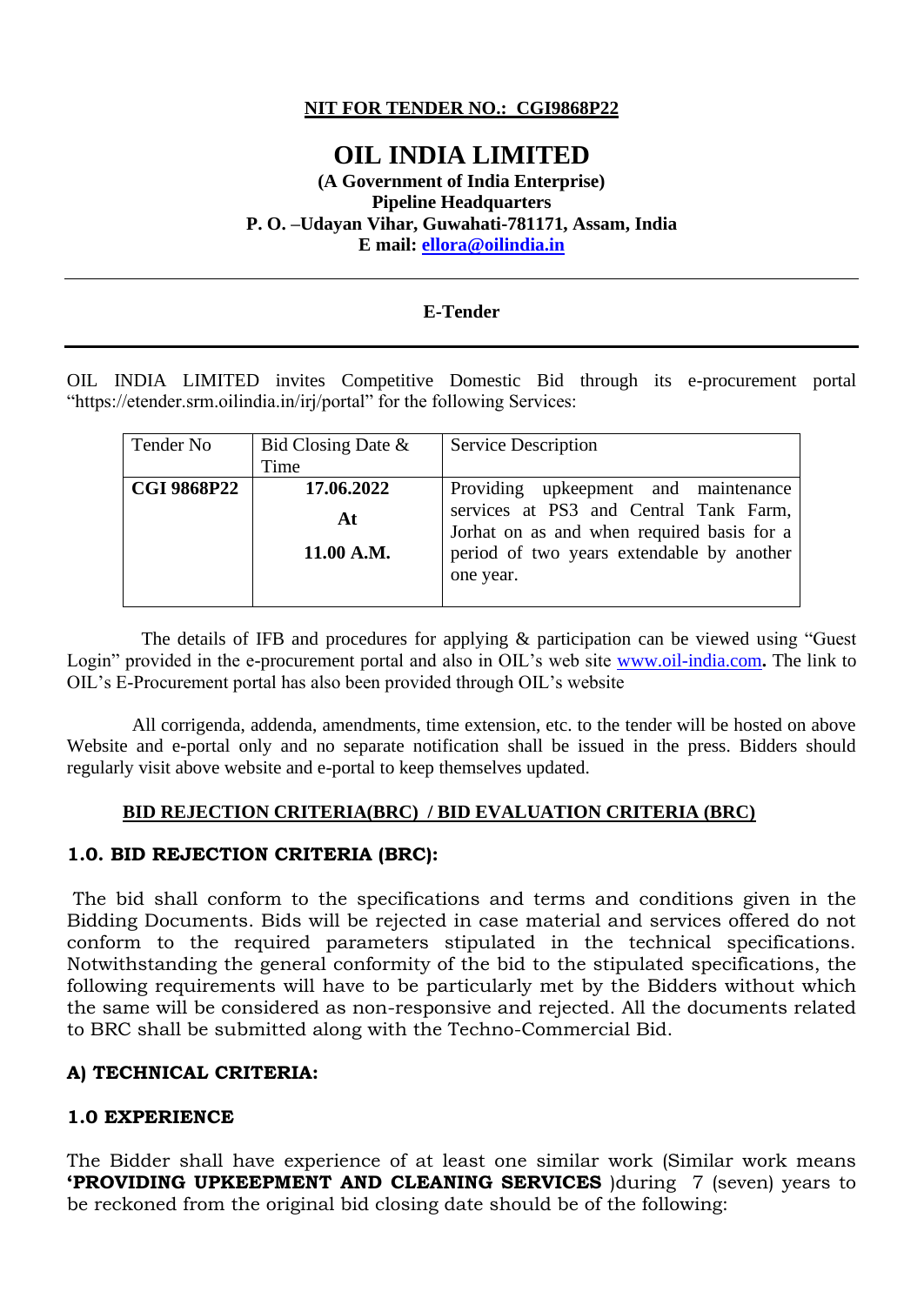**NIT FOR TENDER NO.: CGI9868P22**

# OIL INDIA LIMITED

**(A Government of India Enterprise)**
**Pipeline Headquarters**
**P. O. –Udayan Vihar, Guwahati-781171, Assam, India**
**E mail: ellora@oilindia.in**

---

**E-Tender**

---

OIL INDIA LIMITED invites Competitive Domestic Bid through its e-procurement portal "https://etender.srm.oilindia.in/irj/portal" for the following Services:

| Tender No | Bid Closing Date & Time | Service Description |
|---|---|---|
| **CGI 9868P22** | **17.06.2022 At 11.00 A.M.** | Providing upkeepment and maintenance services at PS3 and Central Tank Farm, Jorhat on as and when required basis for a period of two years extendable by another one year. |

The details of IFB and procedures for applying & participation can be viewed using "Guest Login" provided in the e-procurement portal and also in OIL's web site www.oil-india.com**.** The link to OIL's E-Procurement portal has also been provided through OIL's website

All corrigenda, addenda, amendments, time extension, etc. to the tender will be hosted on above Website and e-portal only and no separate notification shall be issued in the press. Bidders should regularly visit above website and e-portal to keep themselves updated.

**BID REJECTION CRITERIA(BRC) / BID EVALUATION CRITERIA (BRC)**

## 1.0. BID REJECTION CRITERIA (BRC):

The bid shall conform to the specifications and terms and conditions given in the Bidding Documents. Bids will be rejected in case material and services offered do not conform to the required parameters stipulated in the technical specifications. Notwithstanding the general conformity of the bid to the stipulated specifications, the following requirements will have to be particularly met by the Bidders without which the same will be considered as non-responsive and rejected. All the documents related to BRC shall be submitted along with the Techno-Commercial Bid.

### A) TECHNICAL CRITERIA:

### 1.0 EXPERIENCE

The Bidder shall have experience of at least one similar work (Similar work means **'PROVIDING UPKEEPMENT AND CLEANING SERVICES** )during 7 (seven) years to be reckoned from the original bid closing date should be of the following: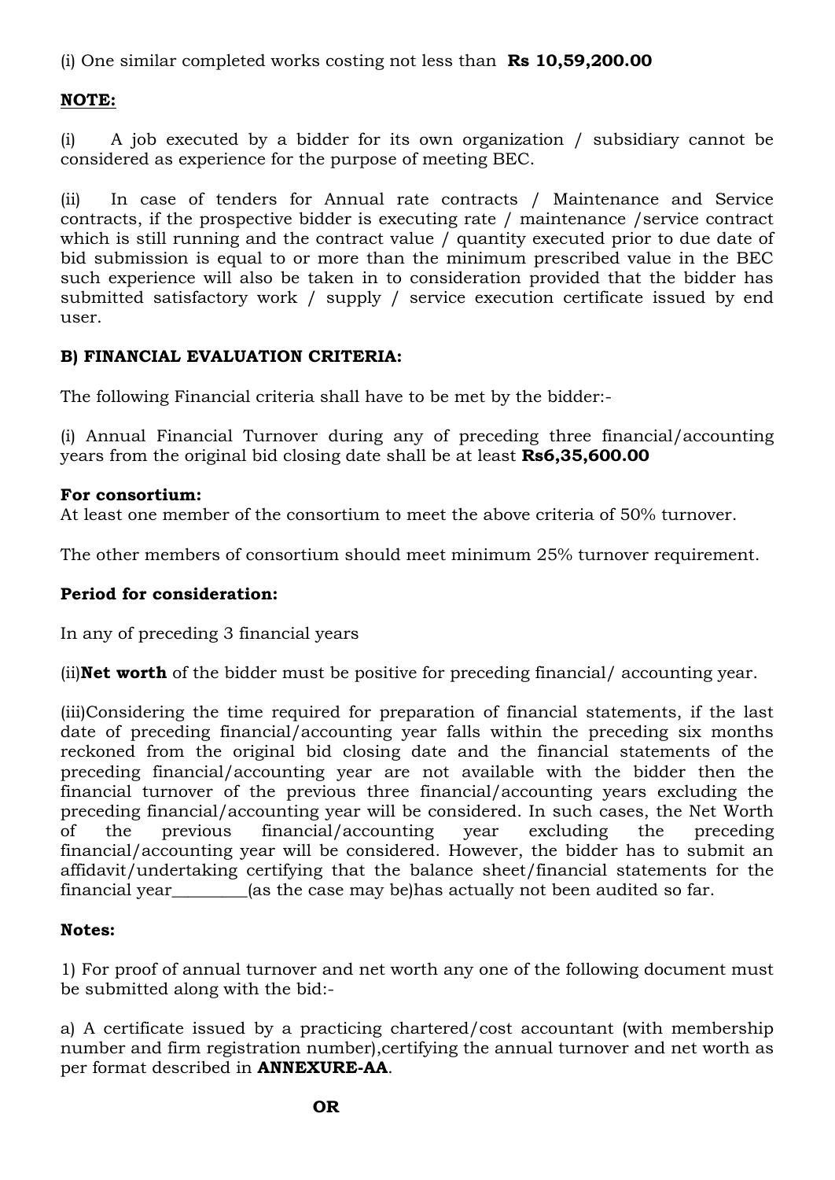(i) One similar completed works costing not less than **Rs 10,59,200.00**

**NOTE:**

(i) A job executed by a bidder for its own organization / subsidiary cannot be considered as experience for the purpose of meeting BEC.

(ii) In case of tenders for Annual rate contracts / Maintenance and Service contracts, if the prospective bidder is executing rate / maintenance /service contract which is still running and the contract value / quantity executed prior to due date of bid submission is equal to or more than the minimum prescribed value in the BEC such experience will also be taken in to consideration provided that the bidder has submitted satisfactory work / supply / service execution certificate issued by end user.

**B) FINANCIAL EVALUATION CRITERIA:**

The following Financial criteria shall have to be met by the bidder:-

(i) Annual Financial Turnover during any of preceding three financial/accounting years from the original bid closing date shall be at least **Rs6,35,600.00**

**For consortium:**
At least one member of the consortium to meet the above criteria of 50% turnover.

The other members of consortium should meet minimum 25% turnover requirement.

**Period for consideration:**

In any of preceding 3 financial years

(ii)**Net worth** of the bidder must be positive for preceding financial/ accounting year.

(iii)Considering the time required for preparation of financial statements, if the last date of preceding financial/accounting year falls within the preceding six months reckoned from the original bid closing date and the financial statements of the preceding financial/accounting year are not available with the bidder then the financial turnover of the previous three financial/accounting years excluding the preceding financial/accounting year will be considered. In such cases, the Net Worth of the previous financial/accounting year excluding the preceding financial/accounting year will be considered. However, the bidder has to submit an affidavit/undertaking certifying that the balance sheet/financial statements for the financial year_________(as the case may be)has actually not been audited so far.

**Notes:**

1) For proof of annual turnover and net worth any one of the following document must be submitted along with the bid:-

a) A certificate issued by a practicing chartered/cost accountant (with membership number and firm registration number),certifying the annual turnover and net worth as per format described in **ANNEXURE-AA**.

**OR**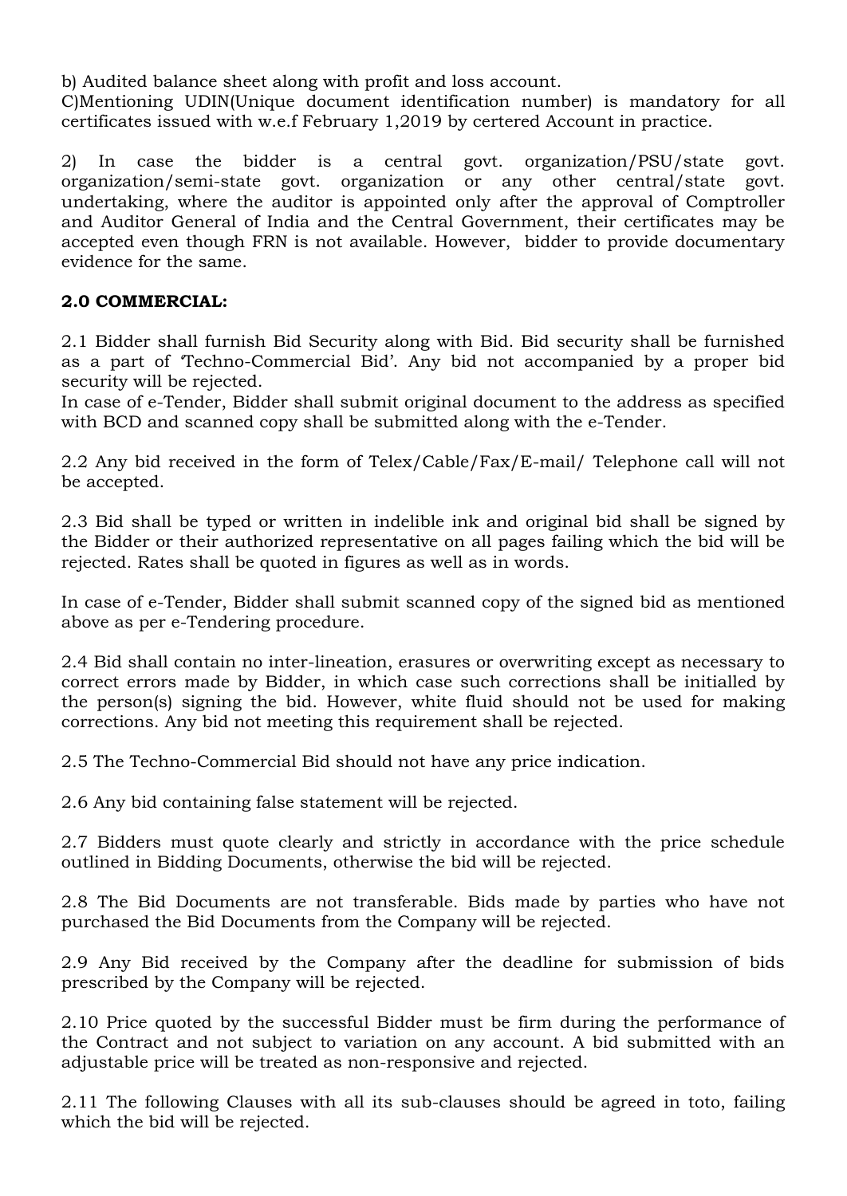b) Audited balance sheet along with profit and loss account.
C)Mentioning UDIN(Unique document identification number) is mandatory for all certificates issued with w.e.f February 1,2019 by certered Account in practice.

2) In case the bidder is a central govt. organization/PSU/state govt. organization/semi-state govt. organization or any other central/state govt. undertaking, where the auditor is appointed only after the approval of Comptroller and Auditor General of India and the Central Government, their certificates may be accepted even though FRN is not available. However, bidder to provide documentary evidence for the same.

**2.0 COMMERCIAL:**

2.1 Bidder shall furnish Bid Security along with Bid. Bid security shall be furnished as a part of 'Techno-Commercial Bid'. Any bid not accompanied by a proper bid security will be rejected.
In case of e-Tender, Bidder shall submit original document to the address as specified with BCD and scanned copy shall be submitted along with the e-Tender.

2.2 Any bid received in the form of Telex/Cable/Fax/E-mail/ Telephone call will not be accepted.

2.3 Bid shall be typed or written in indelible ink and original bid shall be signed by the Bidder or their authorized representative on all pages failing which the bid will be rejected. Rates shall be quoted in figures as well as in words.

In case of e-Tender, Bidder shall submit scanned copy of the signed bid as mentioned above as per e-Tendering procedure.

2.4 Bid shall contain no inter-lineation, erasures or overwriting except as necessary to correct errors made by Bidder, in which case such corrections shall be initialled by the person(s) signing the bid. However, white fluid should not be used for making corrections. Any bid not meeting this requirement shall be rejected.

2.5 The Techno-Commercial Bid should not have any price indication.

2.6 Any bid containing false statement will be rejected.

2.7 Bidders must quote clearly and strictly in accordance with the price schedule outlined in Bidding Documents, otherwise the bid will be rejected.

2.8 The Bid Documents are not transferable. Bids made by parties who have not purchased the Bid Documents from the Company will be rejected.

2.9 Any Bid received by the Company after the deadline for submission of bids prescribed by the Company will be rejected.

2.10 Price quoted by the successful Bidder must be firm during the performance of the Contract and not subject to variation on any account. A bid submitted with an adjustable price will be treated as non-responsive and rejected.

2.11 The following Clauses with all its sub-clauses should be agreed in toto, failing which the bid will be rejected.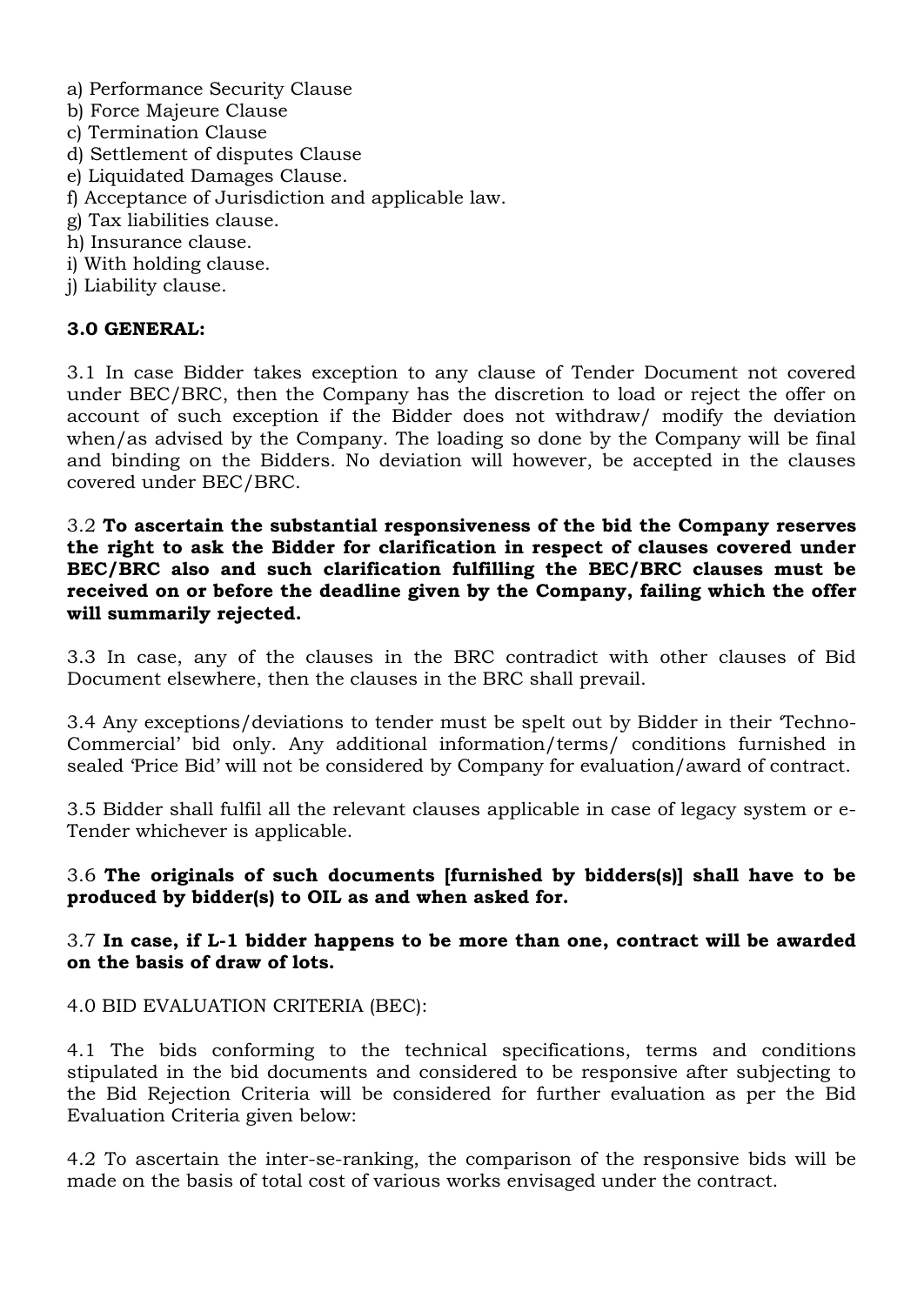a) Performance Security Clause
b) Force Majeure Clause
c) Termination Clause
d) Settlement of disputes Clause
e) Liquidated Damages Clause.
f) Acceptance of Jurisdiction and applicable law.
g) Tax liabilities clause.
h) Insurance clause.
i) With holding clause.
j) Liability clause.

**3.0 GENERAL:**

3.1 In case Bidder takes exception to any clause of Tender Document not covered under BEC/BRC, then the Company has the discretion to load or reject the offer on account of such exception if the Bidder does not withdraw/ modify the deviation when/as advised by the Company. The loading so done by the Company will be final and binding on the Bidders. No deviation will however, be accepted in the clauses covered under BEC/BRC.

3.2 **To ascertain the substantial responsiveness of the bid the Company reserves the right to ask the Bidder for clarification in respect of clauses covered under BEC/BRC also and such clarification fulfilling the BEC/BRC clauses must be received on or before the deadline given by the Company, failing which the offer will summarily rejected.**

3.3 In case, any of the clauses in the BRC contradict with other clauses of Bid Document elsewhere, then the clauses in the BRC shall prevail.

3.4 Any exceptions/deviations to tender must be spelt out by Bidder in their 'Techno-Commercial' bid only. Any additional information/terms/ conditions furnished in sealed 'Price Bid' will not be considered by Company for evaluation/award of contract.

3.5 Bidder shall fulfil all the relevant clauses applicable in case of legacy system or e-Tender whichever is applicable.

3.6 **The originals of such documents [furnished by bidders(s)] shall have to be produced by bidder(s) to OIL as and when asked for.**

3.7 **In case, if L-1 bidder happens to be more than one, contract will be awarded on the basis of draw of lots.**

4.0 BID EVALUATION CRITERIA (BEC):

4.1 The bids conforming to the technical specifications, terms and conditions stipulated in the bid documents and considered to be responsive after subjecting to the Bid Rejection Criteria will be considered for further evaluation as per the Bid Evaluation Criteria given below:

4.2 To ascertain the inter-se-ranking, the comparison of the responsive bids will be made on the basis of total cost of various works envisaged under the contract.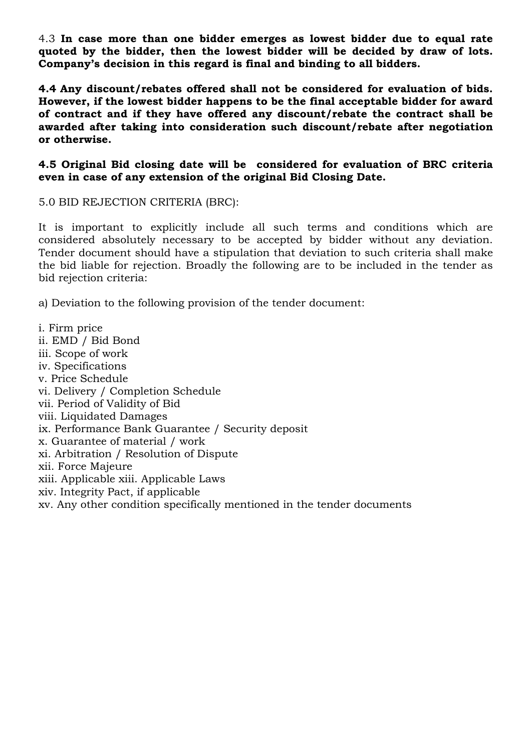4.3 **In case more than one bidder emerges as lowest bidder due to equal rate quoted by the bidder, then the lowest bidder will be decided by draw of lots. Company's decision in this regard is final and binding to all bidders.**

**4.4 Any discount/rebates offered shall not be considered for evaluation of bids. However, if the lowest bidder happens to be the final acceptable bidder for award of contract and if they have offered any discount/rebate the contract shall be awarded after taking into consideration such discount/rebate after negotiation or otherwise.**

**4.5 Original Bid closing date will be considered for evaluation of BRC criteria even in case of any extension of the original Bid Closing Date.**

5.0 BID REJECTION CRITERIA (BRC):

It is important to explicitly include all such terms and conditions which are considered absolutely necessary to be accepted by bidder without any deviation. Tender document should have a stipulation that deviation to such criteria shall make the bid liable for rejection. Broadly the following are to be included in the tender as bid rejection criteria:

a) Deviation to the following provision of the tender document:

i. Firm price
ii. EMD / Bid Bond
iii. Scope of work
iv. Specifications
v. Price Schedule
vi. Delivery / Completion Schedule
vii. Period of Validity of Bid
viii. Liquidated Damages
ix. Performance Bank Guarantee / Security deposit
x. Guarantee of material / work
xi. Arbitration / Resolution of Dispute
xii. Force Majeure
xiii. Applicable xiii. Applicable Laws
xiv. Integrity Pact, if applicable
xv. Any other condition specifically mentioned in the tender documents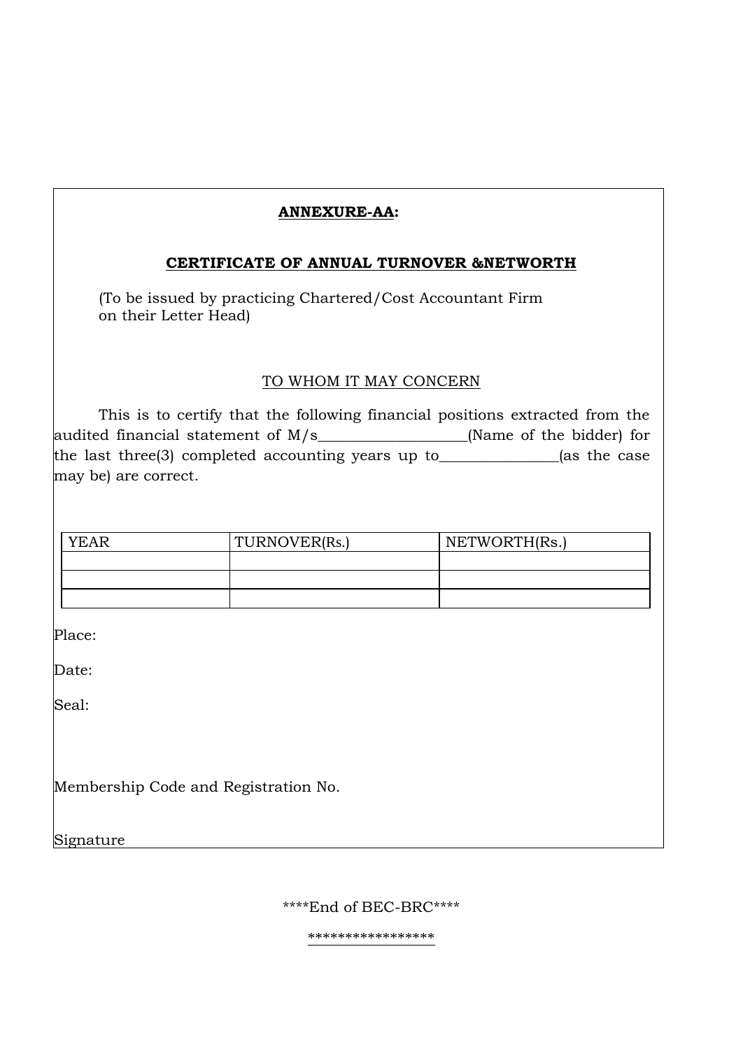**ANNEXURE-AA:**

**CERTIFICATE OF ANNUAL TURNOVER &NETWORTH**

(To be issued by practicing Chartered/Cost Accountant Firm on their Letter Head)

TO WHOM IT MAY CONCERN

This is to certify that the following financial positions extracted from the audited financial statement of M/s___________________(Name of the bidder) for the last three(3) completed accounting years up to_______________(as the case may be) are correct.

| YEAR | TURNOVER(Rs.) | NETWORTH(Rs.) |
|---|---|---|
| | | |
| | | |
| | | |

Place:

Date:

Seal:

Membership Code and Registration No.

Signature

****End of BEC-BRC****

*****************